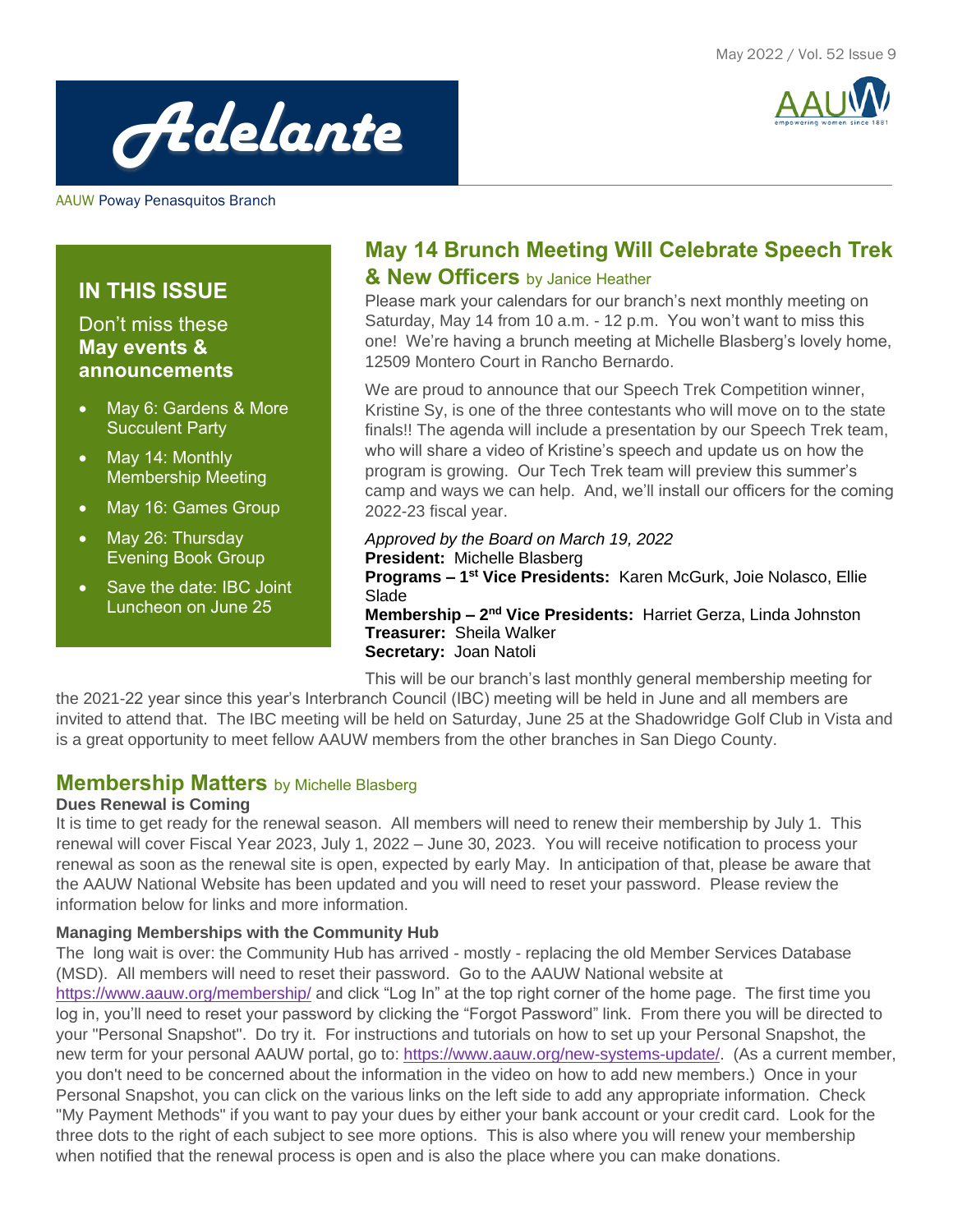May 2022 / Vol. 52 Issue 9

# Adelante

AAUW Poway Penasquitos Branch

## IN THIS ISSUE

Don't miss these **May events & announcements**

- May 6: Gardens & More Succulent Party
- May 14: Monthly Membership Meeting
- May 16: Games Group
- May 26: Thursday Evening Book Group
- Save the date: IBC Joint Luncheon on June 25

## May 14 Brunch Meeting Will Celebrate Speech Trek & New Officers

by Janice Heather

Please mark your calendars for our branch's next monthly meeting on Saturday, May 14 from 10 a.m. - 12 p.m. You won't want to miss this one! We're having a brunch meeting at Michelle Blasberg's lovely home, 12509 Montero Court in Rancho Bernardo.

We are proud to announce that our Speech Trek Competition winner, Kristine Sy, is one of the three contestants who will move on to the state finals!! The agenda will include a presentation by our Speech Trek team, who will share a video of Kristine's speech and update us on how the program is growing. Our Tech Trek team will preview this summer's camp and ways we can help. And, we'll install our officers for the coming 2022-23 fiscal year.

*Approved by the Board on March 19, 2022*
**President:** Michelle Blasberg
**Programs – 1st Vice Presidents:** Karen McGurk, Joie Nolasco, Ellie Slade
**Membership – 2nd Vice Presidents:** Harriet Gerza, Linda Johnston
**Treasurer:** Sheila Walker
**Secretary:** Joan Natoli

This will be our branch's last monthly general membership meeting for the 2021-22 year since this year's Interbranch Council (IBC) meeting will be held in June and all members are invited to attend that. The IBC meeting will be held on Saturday, June 25 at the Shadowridge Golf Club in Vista and is a great opportunity to meet fellow AAUW members from the other branches in San Diego County.

## Membership Matters

by Michelle Blasberg

**Dues Renewal is Coming**

It is time to get ready for the renewal season. All members will need to renew their membership by July 1. This renewal will cover Fiscal Year 2023, July 1, 2022 – June 30, 2023. You will receive notification to process your renewal as soon as the renewal site is open, expected by early May. In anticipation of that, please be aware that the AAUW National Website has been updated and you will need to reset your password. Please review the information below for links and more information.

**Managing Memberships with the Community Hub**

The long wait is over: the Community Hub has arrived - mostly - replacing the old Member Services Database (MSD). All members will need to reset their password. Go to the AAUW National website at https://www.aauw.org/membership/ and click "Log In" at the top right corner of the home page. The first time you log in, you'll need to reset your password by clicking the "Forgot Password" link. From there you will be directed to your "Personal Snapshot". Do try it. For instructions and tutorials on how to set up your Personal Snapshot, the new term for your personal AAUW portal, go to: https://www.aauw.org/new-systems-update/. (As a current member, you don't need to be concerned about the information in the video on how to add new members.) Once in your Personal Snapshot, you can click on the various links on the left side to add any appropriate information. Check "My Payment Methods" if you want to pay your dues by either your bank account or your credit card. Look for the three dots to the right of each subject to see more options. This is also where you will renew your membership when notified that the renewal process is open and is also the place where you can make donations.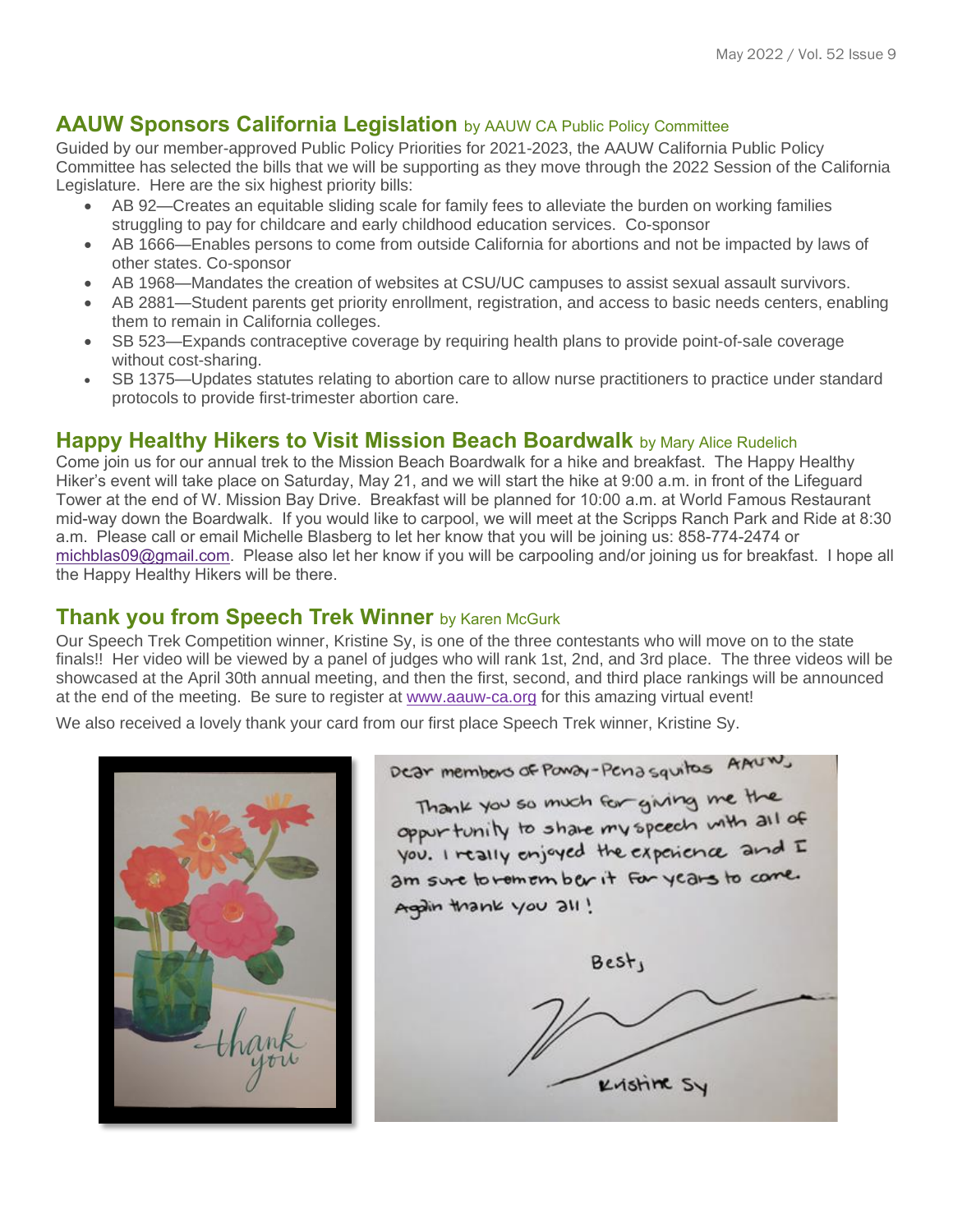## AAUW Sponsors California Legislation by AAUW CA Public Policy Committee

Guided by our member-approved Public Policy Priorities for 2021-2023, the AAUW California Public Policy Committee has selected the bills that we will be supporting as they move through the 2022 Session of the California Legislature. Here are the six highest priority bills:

- AB 92—Creates an equitable sliding scale for family fees to alleviate the burden on working families struggling to pay for childcare and early childhood education services. Co-sponsor
- AB 1666—Enables persons to come from outside California for abortions and not be impacted by laws of other states. Co-sponsor
- AB 1968—Mandates the creation of websites at CSU/UC campuses to assist sexual assault survivors.
- AB 2881—Student parents get priority enrollment, registration, and access to basic needs centers, enabling them to remain in California colleges.
- SB 523—Expands contraceptive coverage by requiring health plans to provide point-of-sale coverage without cost-sharing.
- SB 1375—Updates statutes relating to abortion care to allow nurse practitioners to practice under standard protocols to provide first-trimester abortion care.

## Happy Healthy Hikers to Visit Mission Beach Boardwalk by Mary Alice Rudelich

Come join us for our annual trek to the Mission Beach Boardwalk for a hike and breakfast. The Happy Healthy Hiker's event will take place on Saturday, May 21, and we will start the hike at 9:00 a.m. in front of the Lifeguard Tower at the end of W. Mission Bay Drive. Breakfast will be planned for 10:00 a.m. at World Famous Restaurant mid-way down the Boardwalk. If you would like to carpool, we will meet at the Scripps Ranch Park and Ride at 8:30 a.m. Please call or email Michelle Blasberg to let her know that you will be joining us: 858-774-2474 or michblas09@gmail.com. Please also let her know if you will be carpooling and/or joining us for breakfast. I hope all the Happy Healthy Hikers will be there.

## Thank you from Speech Trek Winner by Karen McGurk

Our Speech Trek Competition winner, Kristine Sy, is one of the three contestants who will move on to the state finals!! Her video will be viewed by a panel of judges who will rank 1st, 2nd, and 3rd place. The three videos will be showcased at the April 30th annual meeting, and then the first, second, and third place rankings will be announced at the end of the meeting. Be sure to register at www.aauw-ca.org for this amazing virtual event!

We also received a lovely thank your card from our first place Speech Trek winner, Kristine Sy.

thank you

Dear members of Poway-Penasquitos AAUW,

Thank you so much for giving me the opportunity to share my speech with all of you. I really enjoyed the experience and I am sure to remember it for years to come. Again thank you all!

Best,

Kristine Sy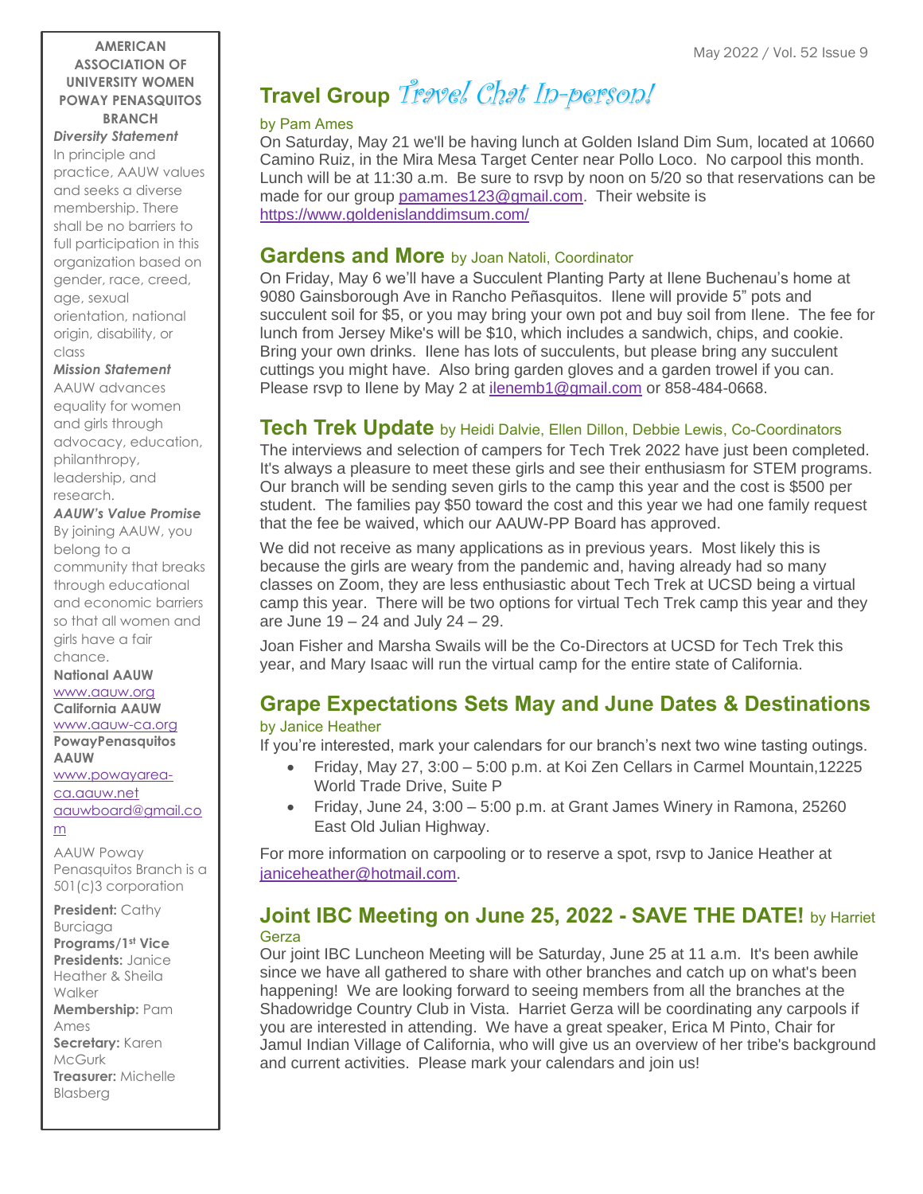**AMERICAN ASSOCIATION OF UNIVERSITY WOMEN POWAY PENASQUITOS BRANCH**

***Diversity Statement***

In principle and practice, AAUW values and seeks a diverse membership. There shall be no barriers to full participation in this organization based on gender, race, creed, age, sexual orientation, national origin, disability, or class

***Mission Statement***

AAUW advances equality for women and girls through advocacy, education, philanthropy, leadership, and research.

***AAUW's Value Promise***

By joining AAUW, you belong to a community that breaks through educational and economic barriers so that all women and girls have a fair chance.

**National AAUW**
www.aauw.org
**California AAUW**
www.aauw-ca.org
**PowayPenasquitos AAUW**
www.powayarea-ca.aauw.net
aauwboard@gmail.com

AAUW Poway Penasquitos Branch is a 501(c)3 corporation

**President:** Cathy Burciaga
**Programs/1st Vice Presidents:** Janice Heather & Sheila Walker
**Membership:** Pam Ames
**Secretary:** Karen McGurk
**Treasurer:** Michelle Blasberg

## Travel Group *Travel Chat In-person!*

by Pam Ames

On Saturday, May 21 we'll be having lunch at Golden Island Dim Sum, located at 10660 Camino Ruiz, in the Mira Mesa Target Center near Pollo Loco. No carpool this month. Lunch will be at 11:30 a.m. Be sure to rsvp by noon on 5/20 so that reservations can be made for our group pamames123@gmail.com. Their website is https://www.goldenislanddimsum.com/

## Gardens and More by Joan Natoli, Coordinator

On Friday, May 6 we'll have a Succulent Planting Party at Ilene Buchenau's home at 9080 Gainsborough Ave in Rancho Peñasquitos. Ilene will provide 5" pots and succulent soil for $5, or you may bring your own pot and buy soil from Ilene. The fee for lunch from Jersey Mike's will be $10, which includes a sandwich, chips, and cookie. Bring your own drinks. Ilene has lots of succulents, but please bring any succulent cuttings you might have. Also bring garden gloves and a garden trowel if you can. Please rsvp to Ilene by May 2 at ilenemb1@gmail.com or 858-484-0668.

## Tech Trek Update by Heidi Dalvie, Ellen Dillon, Debbie Lewis, Co-Coordinators

The interviews and selection of campers for Tech Trek 2022 have just been completed. It's always a pleasure to meet these girls and see their enthusiasm for STEM programs. Our branch will be sending seven girls to the camp this year and the cost is $500 per student. The families pay $50 toward the cost and this year we had one family request that the fee be waived, which our AAUW-PP Board has approved.

We did not receive as many applications as in previous years. Most likely this is because the girls are weary from the pandemic and, having already had so many classes on Zoom, they are less enthusiastic about Tech Trek at UCSD being a virtual camp this year. There will be two options for virtual Tech Trek camp this year and they are June 19 – 24 and July 24 – 29.

Joan Fisher and Marsha Swails will be the Co-Directors at UCSD for Tech Trek this year, and Mary Isaac will run the virtual camp for the entire state of California.

## Grape Expectations Sets May and June Dates & Destinations

by Janice Heather

If you're interested, mark your calendars for our branch's next two wine tasting outings.

- Friday, May 27, 3:00 – 5:00 p.m. at Koi Zen Cellars in Carmel Mountain,12225 World Trade Drive, Suite P
- Friday, June 24, 3:00 – 5:00 p.m. at Grant James Winery in Ramona, 25260 East Old Julian Highway.

For more information on carpooling or to reserve a spot, rsvp to Janice Heather at janiceheather@hotmail.com.

## Joint IBC Meeting on June 25, 2022 - SAVE THE DATE! by Harriet Gerza

Our joint IBC Luncheon Meeting will be Saturday, June 25 at 11 a.m. It's been awhile since we have all gathered to share with other branches and catch up on what's been happening! We are looking forward to seeing members from all the branches at the Shadowridge Country Club in Vista. Harriet Gerza will be coordinating any carpools if you are interested in attending. We have a great speaker, Erica M Pinto, Chair for Jamul Indian Village of California, who will give us an overview of her tribe's background and current activities. Please mark your calendars and join us!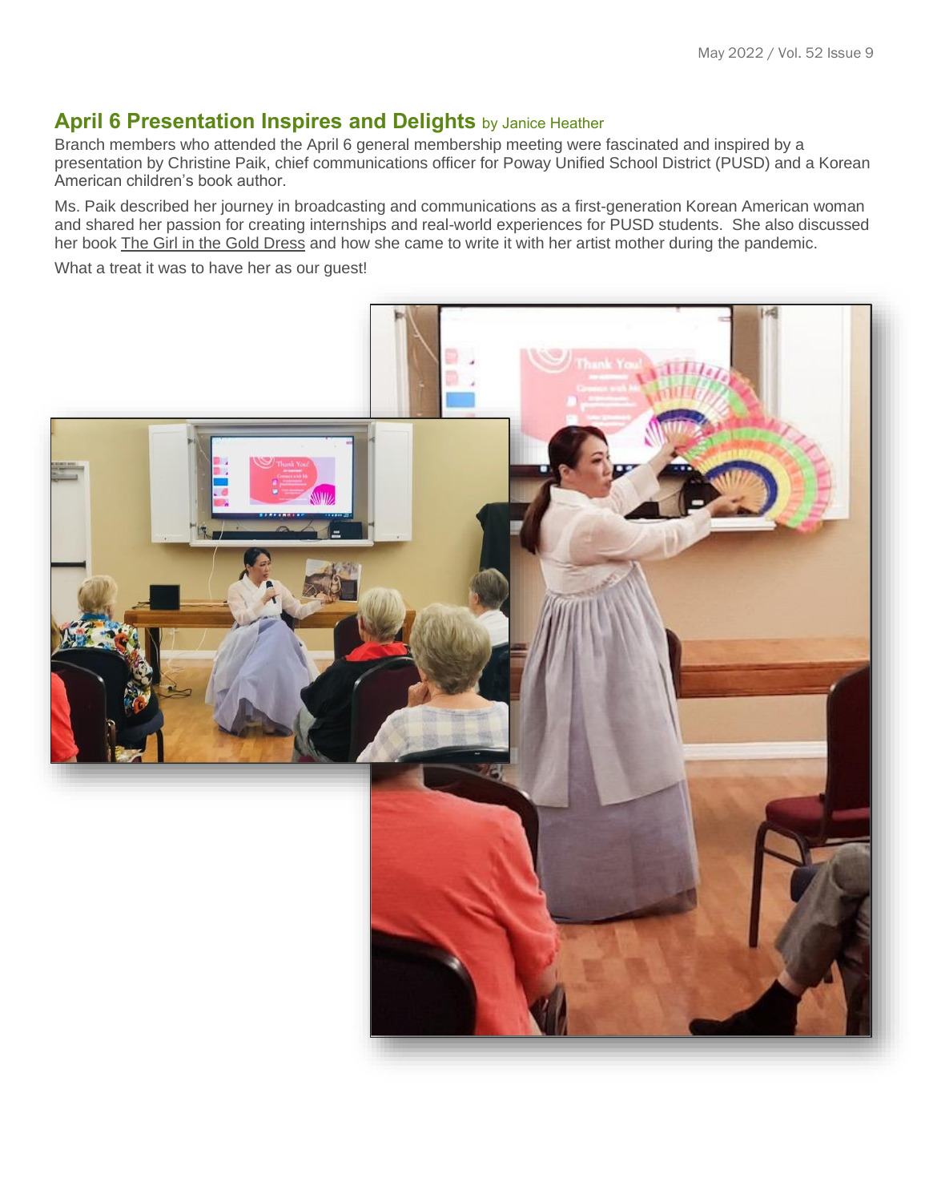## April 6 Presentation Inspires and Delights by Janice Heather

Branch members who attended the April 6 general membership meeting were fascinated and inspired by a presentation by Christine Paik, chief communications officer for Poway Unified School District (PUSD) and a Korean American children's book author.

Ms. Paik described her journey in broadcasting and communications as a first-generation Korean American woman and shared her passion for creating internships and real-world experiences for PUSD students. She also discussed her book The Girl in the Gold Dress and how she came to write it with her artist mother during the pandemic.

What a treat it was to have her as our guest!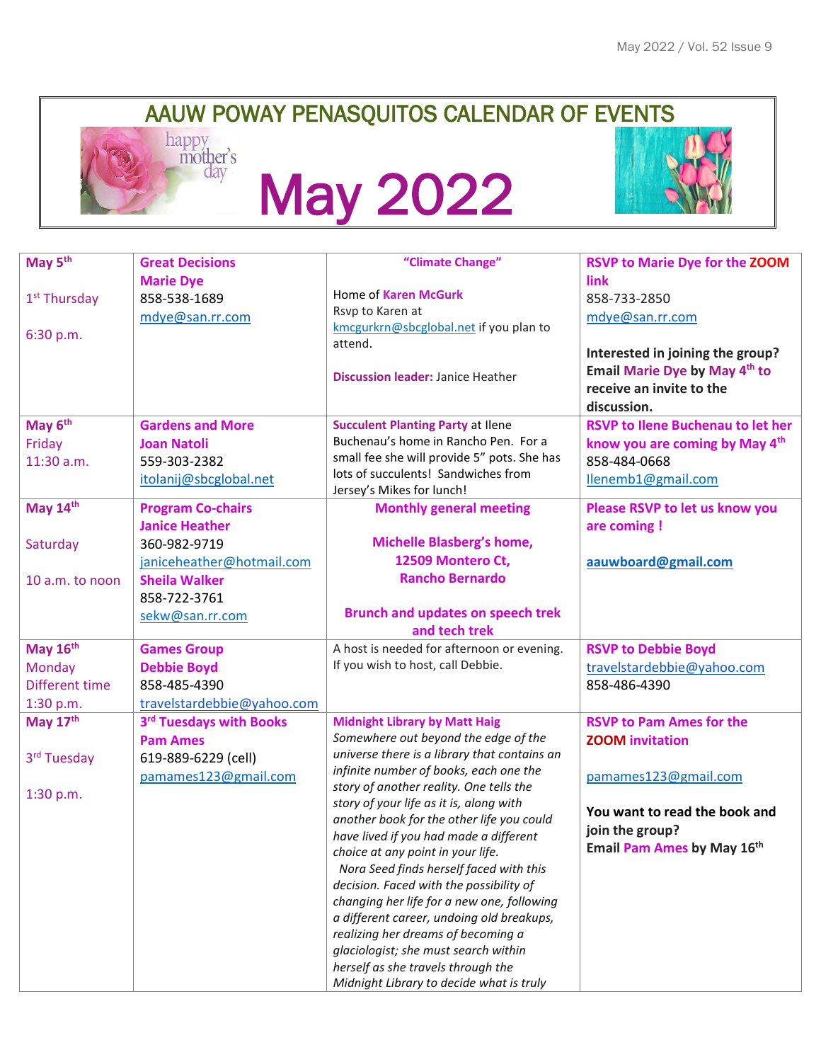# AAUW POWAY PENASQUITOS CALENDAR OF EVENTS

happy mother's day

# May 2022

| | | | |
|---|---|---|---|
| **May 5th**<br>1st Thursday<br>6:30 p.m. | **Great Decisions**<br>**Marie Dye**<br>858-538-1689<br>mdye@san.rr.com | **"Climate Change"**<br>Home of **Karen McGurk**<br>Rsvp to Karen at kmcgurkrn@sbcglobal.net if you plan to attend.<br>**Discussion leader:** Janice Heather | **RSVP to Marie Dye for the ZOOM link**<br>858-733-2850<br>mdye@san.rr.com<br>**Interested in joining the group? Email Marie Dye by May 4th to receive an invite to the discussion.** |
| **May 6th**<br>Friday<br>11:30 a.m. | **Gardens and More**<br>**Joan Natoli**<br>559-303-2382<br>itolanij@sbcglobal.net | **Succulent Planting Party** at Ilene Buchenau's home in Rancho Pen. For a small fee she will provide 5" pots. She has lots of succulents! Sandwiches from Jersey's Mikes for lunch! | **RSVP to Ilene Buchenau to let her know you are coming by May 4th**<br>858-484-0668<br>llenemb1@gmail.com |
| **May 14th**<br>Saturday<br>10 a.m. to noon | **Program Co-chairs**<br>**Janice Heather**<br>360-982-9719<br>janiceheather@hotmail.com<br>**Sheila Walker**<br>858-722-3761<br>sekw@san.rr.com | **Monthly general meeting**<br>**Michelle Blasberg's home, 12509 Montero Ct, Rancho Bernardo**<br>**Brunch and updates on speech trek and tech trek** | **Please RSVP to let us know you are coming !**<br>**aauwboard@gmail.com** |
| **May 16th**<br>Monday<br>Different time<br>1:30 p.m. | **Games Group**<br>**Debbie Boyd**<br>858-485-4390<br>travelstardebbie@yahoo.com | A host is needed for afternoon or evening. If you wish to host, call Debbie. | **RSVP to Debbie Boyd**<br>travelstardebbie@yahoo.com<br>858-486-4390 |
| **May 17th**<br>3rd Tuesday<br>1:30 p.m. | **3rd Tuesdays with Books**<br>**Pam Ames**<br>619-889-6229 (cell)<br>pamames123@gmail.com | **Midnight Library by Matt Haig**<br>*Somewhere out beyond the edge of the universe there is a library that contains an infinite number of books, each one the story of another reality. One tells the story of your life as it is, along with another book for the other life you could have lived if you had made a different choice at any point in your life.*<br>*Nora Seed finds herself faced with this decision. Faced with the possibility of changing her life for a new one, following a different career, undoing old breakups, realizing her dreams of becoming a glaciologist; she must search within herself as she travels through the Midnight Library to decide what is truly* | **RSVP to Pam Ames for the ZOOM invitation**<br>pamames123@gmail.com<br>**You want to read the book and join the group? Email Pam Ames by May 16th** |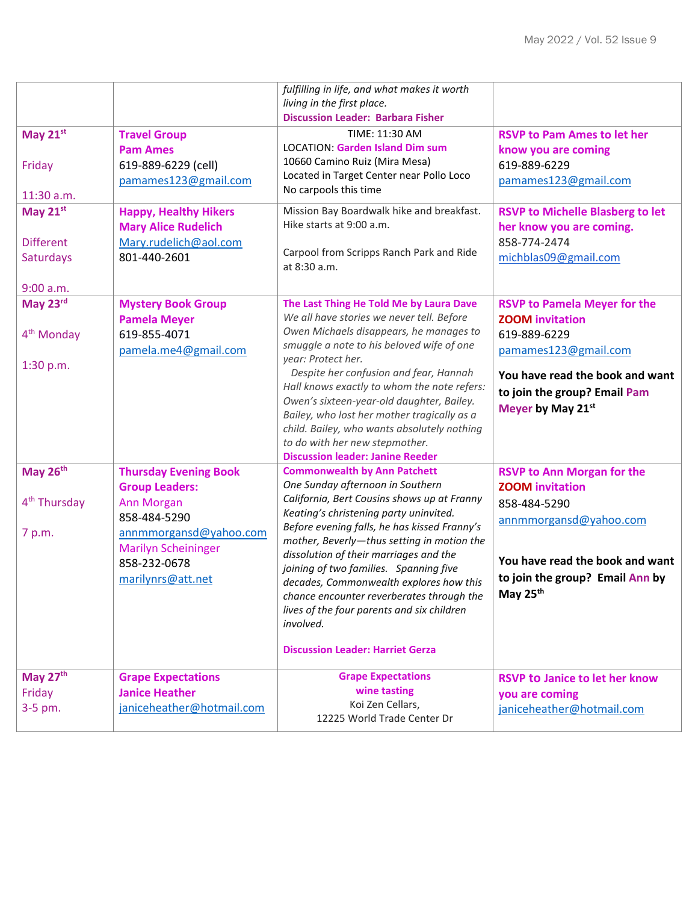| | | | |
|---|---|---|---|
| | | *fulfilling in life, and what makes it worth living in the first place.* **Discussion Leader: Barbara Fisher** | |
| **May 21st** Friday 11:30 a.m. | **Travel Group** **Pam Ames** 619-889-6229 (cell) pamames123@gmail.com | TIME: 11:30 AM LOCATION: **Garden Island Dim sum** 10660 Camino Ruiz (Mira Mesa) Located in Target Center near Pollo Loco No carpools this time | **RSVP to Pam Ames to let her know you are coming** 619-889-6229 pamames123@gmail.com |
| **May 21st** Different Saturdays 9:00 a.m. | **Happy, Healthy Hikers** **Mary Alice Rudelich** Mary.rudelich@aol.com 801-440-2601 | Mission Bay Boardwalk hike and breakfast. Hike starts at 9:00 a.m. Carpool from Scripps Ranch Park and Ride at 8:30 a.m. | **RSVP to Michelle Blasberg to let her know you are coming.** 858-774-2474 michblas09@gmail.com |
| **May 23rd** 4th Monday 1:30 p.m. | **Mystery Book Group** **Pamela Meyer** 619-855-4071 pamela.me4@gmail.com | **The Last Thing He Told Me by Laura Dave** *We all have stories we never tell. Before Owen Michaels disappears, he manages to smuggle a note to his beloved wife of one year: Protect her.* *Despite her confusion and fear, Hannah Hall knows exactly to whom the note refers: Owen's sixteen-year-old daughter, Bailey. Bailey, who lost her mother tragically as a child. Bailey, who wants absolutely nothing to do with her new stepmother.* **Discussion leader: Janine Reeder** | **RSVP to Pamela Meyer for the ZOOM invitation** 619-889-6229 pamames123@gmail.com **You have read the book and want to join the group? Email Pam Meyer by May 21st** |
| **May 26th** 4th Thursday 7 p.m. | **Thursday Evening Book Group Leaders:** Ann Morgan 858-484-5290 annmmorgansd@yahoo.com Marilyn Scheininger 858-232-0678 marilynrs@att.net | **Commonwealth by Ann Patchett** *One Sunday afternoon in Southern California, Bert Cousins shows up at Franny Keating's christening party uninvited. Before evening falls, he has kissed Franny's mother, Beverly—thus setting in motion the dissolution of their marriages and the joining of two families. Spanning five decades, Commonwealth explores how this chance encounter reverberates through the lives of the four parents and six children involved.* **Discussion Leader: Harriet Gerza** | **RSVP to Ann Morgan for the ZOOM invitation** 858-484-5290 annmmorgansd@yahoo.com **You have read the book and want to join the group? Email Ann by May 25th** |
| **May 27th** Friday 3-5 pm. | **Grape Expectations** **Janice Heather** janiceheather@hotmail.com | **Grape Expectations wine tasting** Koi Zen Cellars, 12225 World Trade Center Dr | **RSVP to Janice to let her know you are coming** janiceheather@hotmail.com |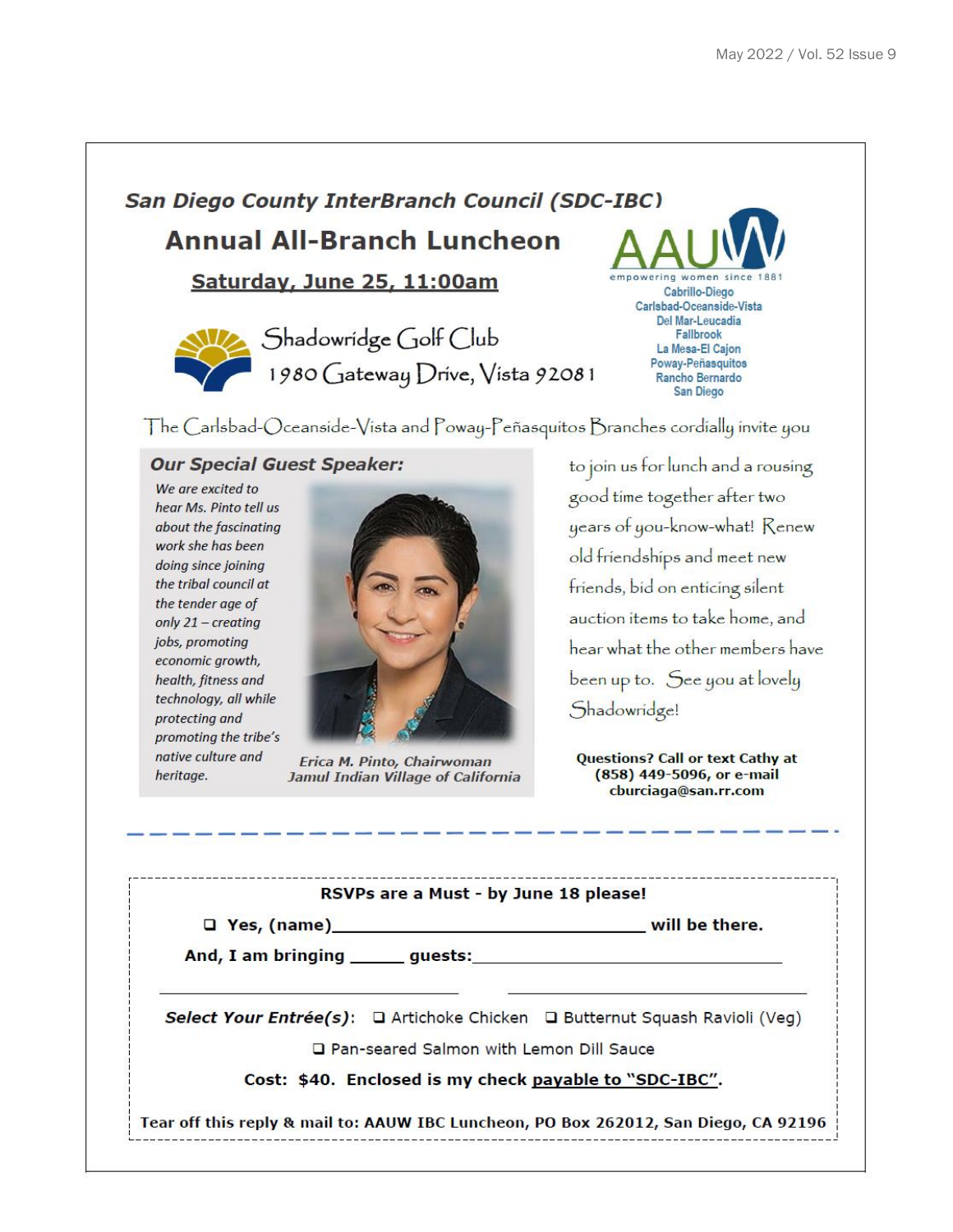## San Diego County InterBranch Council (SDC-IBC)

# Annual All-Branch Luncheon

**Saturday, June 25, 11:00am**

Shadowridge Golf Club
1980 Gateway Drive, Vista 92081

AAUW
empowering women since 1881

Cabrillo-Diego
Carlsbad-Oceanside-Vista
Del Mar-Leucadia
Fallbrook
La Mesa-El Cajon
Poway-Peñasquitos
Rancho Bernardo
San Diego

The Carlsbad-Oceanside-Vista and Poway-Peñasquitos Branches cordially invite you to join us for lunch and a rousing good time together after two years of you-know-what! Renew old friendships and meet new friends, bid on enticing silent auction items to take home, and hear what the other members have been up to. See you at lovely Shadowridge!

### Our Special Guest Speaker:

*We are excited to hear Ms. Pinto tell us about the fascinating work she has been doing since joining the tribal council at the tender age of only 21 – creating jobs, promoting economic growth, health, fitness and technology, all while protecting and promoting the tribe's native culture and heritage.*

*Erica M. Pinto, Chairwoman*
*Jamul Indian Village of California*

**Questions? Call or text Cathy at (858) 449-5096, or e-mail cburciaga@san.rr.com**

---

**RSVPs are a Must - by June 18 please!**

❑ **Yes, (name)\_\_\_\_\_\_\_\_\_\_\_\_\_\_\_\_\_\_\_\_\_\_\_\_\_\_\_\_\_\_ will be there.**

**And, I am bringing \_\_\_\_\_ guests:\_\_\_\_\_\_\_\_\_\_\_\_\_\_\_\_\_\_\_\_\_\_\_\_\_\_\_\_\_\_**

\_\_\_\_\_\_\_\_\_\_\_\_\_\_\_\_\_\_\_\_\_\_\_\_\_\_\_\_\_\_ \_\_\_\_\_\_\_\_\_\_\_\_\_\_\_\_\_\_\_\_\_\_\_\_\_\_\_\_\_\_

***Select Your Entrée(s)*:** ❑ Artichoke Chicken ❑ Butternut Squash Ravioli (Veg)

❑ Pan-seared Salmon with Lemon Dill Sauce

**Cost: $40. Enclosed is my check payable to "SDC-IBC".**

**Tear off this reply & mail to: AAUW IBC Luncheon, PO Box 262012, San Diego, CA 92196**